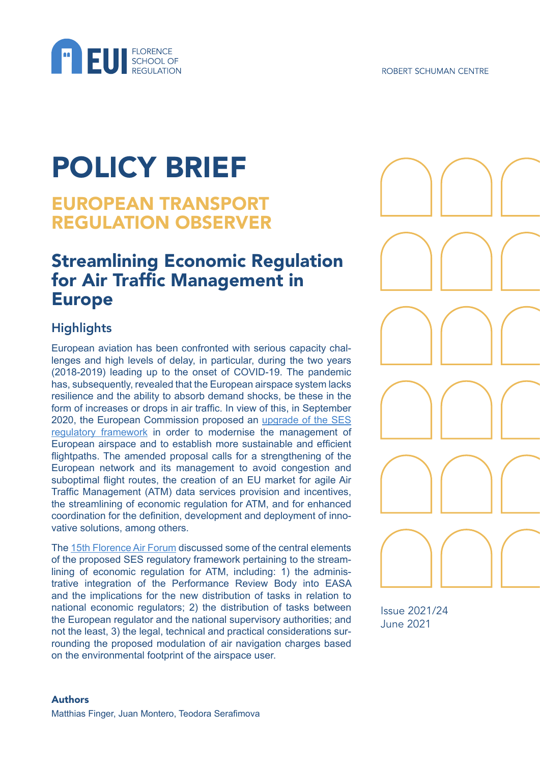EUI FLORENCE SCHOOL OF REGULATION

ROBERT SCHUMAN CENTRE

# POLICY BRIEF

## EUROPEAN TRANSPORT REGULATION OBSERVER

# Streamlining Economic Regulation for Air Traffic Management in Europe

### Highlights

European aviation has been confronted with serious capacity challenges and high levels of delay, in particular, during the two years (2018-2019) leading up to the onset of COVID-19. The pandemic has, subsequently, revealed that the European airspace system lacks resilience and the ability to absorb demand shocks, be these in the form of increases or drops in air traffic. In view of this, in September 2020, the European Commission proposed an upgrade of the SES regulatory framework in order to modernise the management of European airspace and to establish more sustainable and efficient flightpaths. The amended proposal calls for a strengthening of the European network and its management to avoid congestion and suboptimal flight routes, the creation of an EU market for agile Air Traffic Management (ATM) data services provision and incentives, the streamlining of economic regulation for ATM, and for enhanced coordination for the definition, development and deployment of innovative solutions, among others.

The 15th Florence Air Forum discussed some of the central elements of the proposed SES regulatory framework pertaining to the streamlining of economic regulation for ATM, including: 1) the administrative integration of the Performance Review Body into EASA and the implications for the new distribution of tasks in relation to national economic regulators; 2) the distribution of tasks between the European regulator and the national supervisory authorities; and not the least, 3) the legal, technical and practical considerations surrounding the proposed modulation of air navigation charges based on the environmental footprint of the airspace user.

Issue 2021/24
June 2021

**Authors**

Matthias Finger, Juan Montero, Teodora Serafimova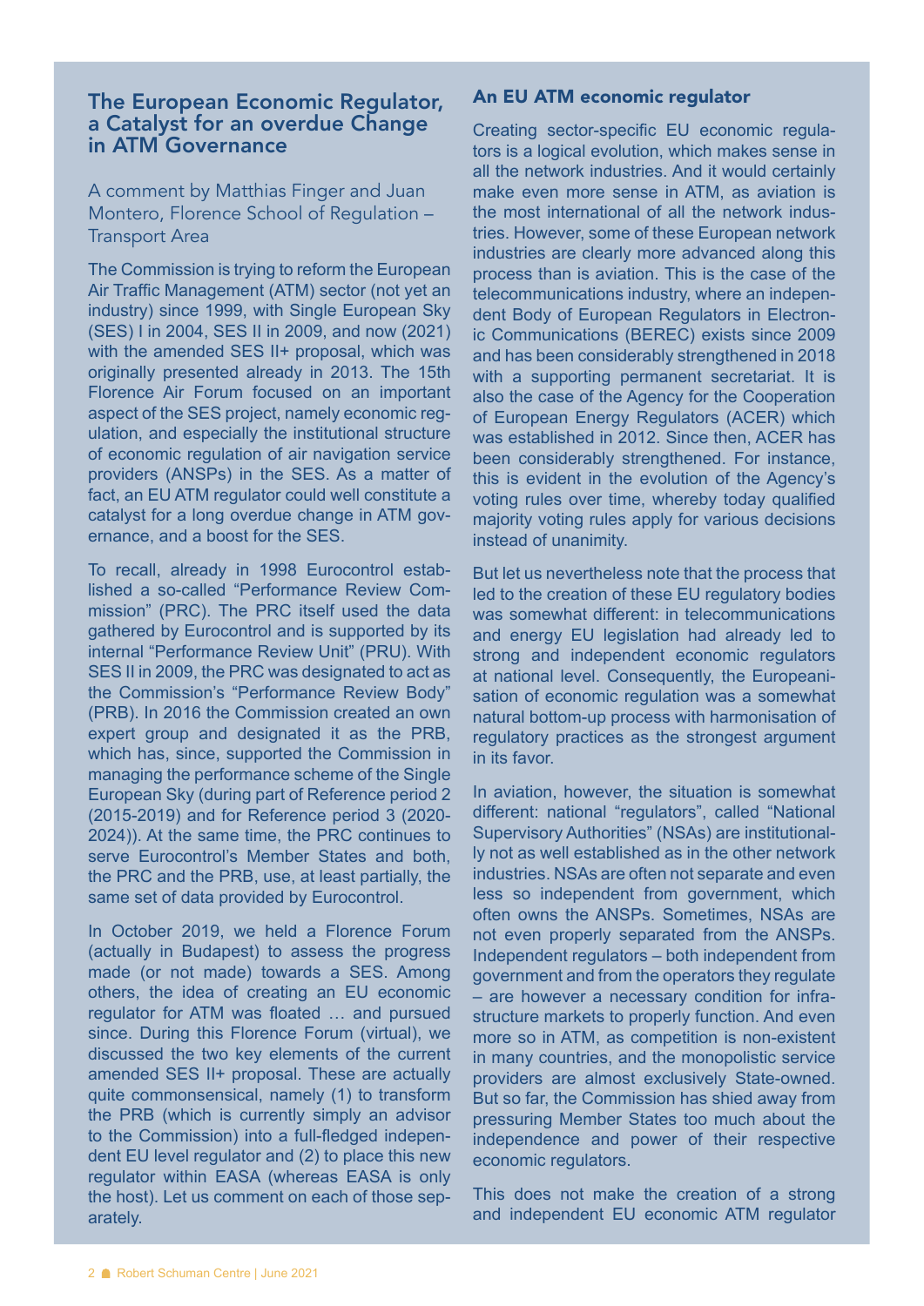## The European Economic Regulator, a Catalyst for an overdue Change in ATM Governance

A comment by Matthias Finger and Juan Montero, Florence School of Regulation – Transport Area

The Commission is trying to reform the European Air Traffic Management (ATM) sector (not yet an industry) since 1999, with Single European Sky (SES) I in 2004, SES II in 2009, and now (2021) with the amended SES II+ proposal, which was originally presented already in 2013. The 15th Florence Air Forum focused on an important aspect of the SES project, namely economic regulation, and especially the institutional structure of economic regulation of air navigation service providers (ANSPs) in the SES. As a matter of fact, an EU ATM regulator could well constitute a catalyst for a long overdue change in ATM governance, and a boost for the SES.

To recall, already in 1998 Eurocontrol established a so-called "Performance Review Commission" (PRC). The PRC itself used the data gathered by Eurocontrol and is supported by its internal "Performance Review Unit" (PRU). With SES II in 2009, the PRC was designated to act as the Commission's "Performance Review Body" (PRB). In 2016 the Commission created an own expert group and designated it as the PRB, which has, since, supported the Commission in managing the performance scheme of the Single European Sky (during part of Reference period 2 (2015-2019) and for Reference period 3 (2020-2024)). At the same time, the PRC continues to serve Eurocontrol's Member States and both, the PRC and the PRB, use, at least partially, the same set of data provided by Eurocontrol.

In October 2019, we held a Florence Forum (actually in Budapest) to assess the progress made (or not made) towards a SES. Among others, the idea of creating an EU economic regulator for ATM was floated … and pursued since. During this Florence Forum (virtual), we discussed the two key elements of the current amended SES II+ proposal. These are actually quite commonsensical, namely (1) to transform the PRB (which is currently simply an advisor to the Commission) into a full-fledged independent EU level regulator and (2) to place this new regulator within EASA (whereas EASA is only the host). Let us comment on each of those separately.

### An EU ATM economic regulator

Creating sector-specific EU economic regulators is a logical evolution, which makes sense in all the network industries. And it would certainly make even more sense in ATM, as aviation is the most international of all the network industries. However, some of these European network industries are clearly more advanced along this process than is aviation. This is the case of the telecommunications industry, where an independent Body of European Regulators in Electronic Communications (BEREC) exists since 2009 and has been considerably strengthened in 2018 with a supporting permanent secretariat. It is also the case of the Agency for the Cooperation of European Energy Regulators (ACER) which was established in 2012. Since then, ACER has been considerably strengthened. For instance, this is evident in the evolution of the Agency's voting rules over time, whereby today qualified majority voting rules apply for various decisions instead of unanimity.

But let us nevertheless note that the process that led to the creation of these EU regulatory bodies was somewhat different: in telecommunications and energy EU legislation had already led to strong and independent economic regulators at national level. Consequently, the Europeanisation of economic regulation was a somewhat natural bottom-up process with harmonisation of regulatory practices as the strongest argument in its favor.

In aviation, however, the situation is somewhat different: national "regulators", called "National Supervisory Authorities" (NSAs) are institutionally not as well established as in the other network industries. NSAs are often not separate and even less so independent from government, which often owns the ANSPs. Sometimes, NSAs are not even properly separated from the ANSPs. Independent regulators – both independent from government and from the operators they regulate – are however a necessary condition for infrastructure markets to properly function. And even more so in ATM, as competition is non-existent in many countries, and the monopolistic service providers are almost exclusively State-owned. But so far, the Commission has shied away from pressuring Member States too much about the independence and power of their respective economic regulators.

This does not make the creation of a strong and independent EU economic ATM regulator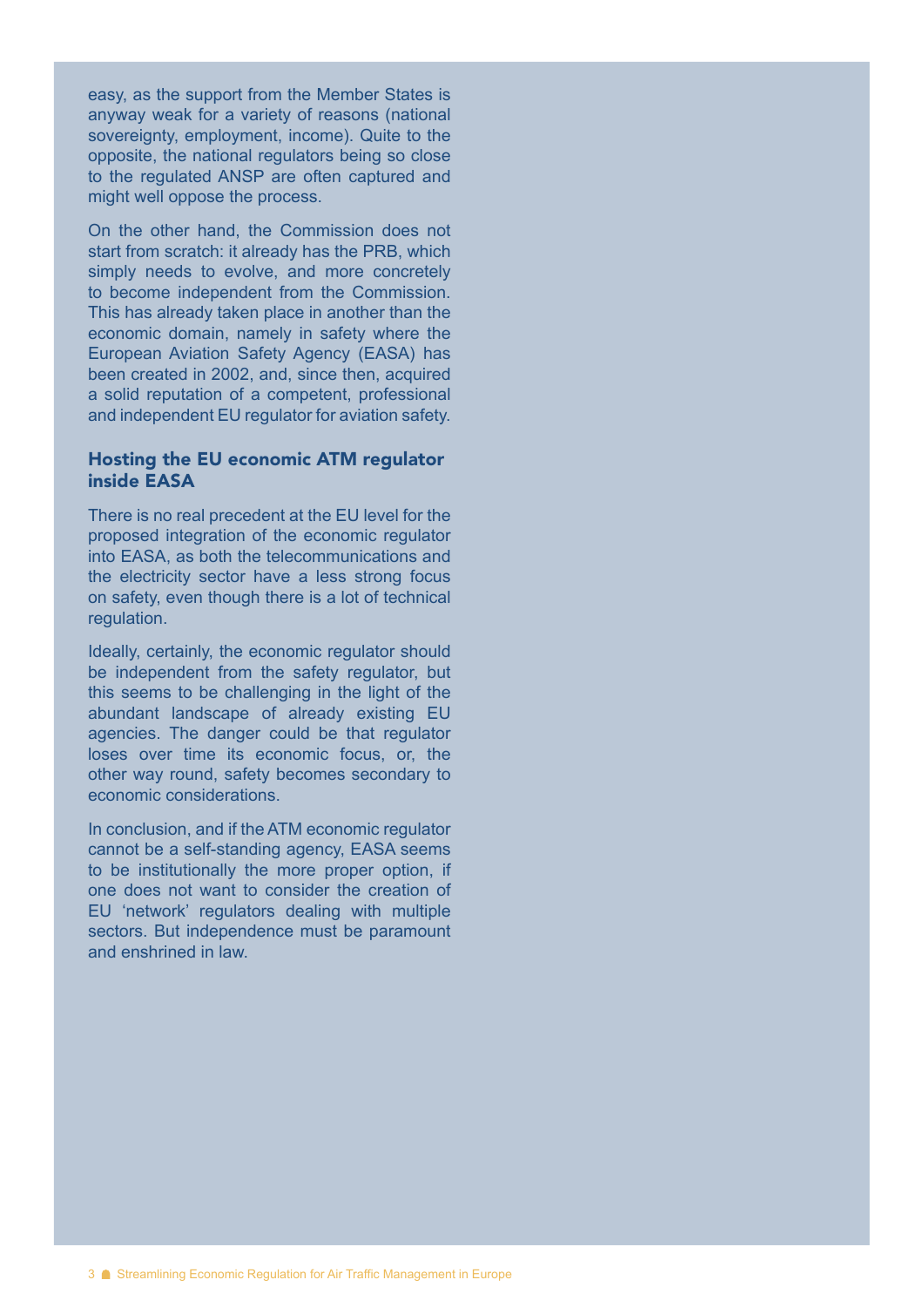easy, as the support from the Member States is anyway weak for a variety of reasons (national sovereignty, employment, income). Quite to the opposite, the national regulators being so close to the regulated ANSP are often captured and might well oppose the process.

On the other hand, the Commission does not start from scratch: it already has the PRB, which simply needs to evolve, and more concretely to become independent from the Commission. This has already taken place in another than the economic domain, namely in safety where the European Aviation Safety Agency (EASA) has been created in 2002, and, since then, acquired a solid reputation of a competent, professional and independent EU regulator for aviation safety.

### Hosting the EU economic ATM regulator inside EASA

There is no real precedent at the EU level for the proposed integration of the economic regulator into EASA, as both the telecommunications and the electricity sector have a less strong focus on safety, even though there is a lot of technical regulation.

Ideally, certainly, the economic regulator should be independent from the safety regulator, but this seems to be challenging in the light of the abundant landscape of already existing EU agencies. The danger could be that regulator loses over time its economic focus, or, the other way round, safety becomes secondary to economic considerations.

In conclusion, and if the ATM economic regulator cannot be a self-standing agency, EASA seems to be institutionally the more proper option, if one does not want to consider the creation of EU 'network' regulators dealing with multiple sectors. But independence must be paramount and enshrined in law.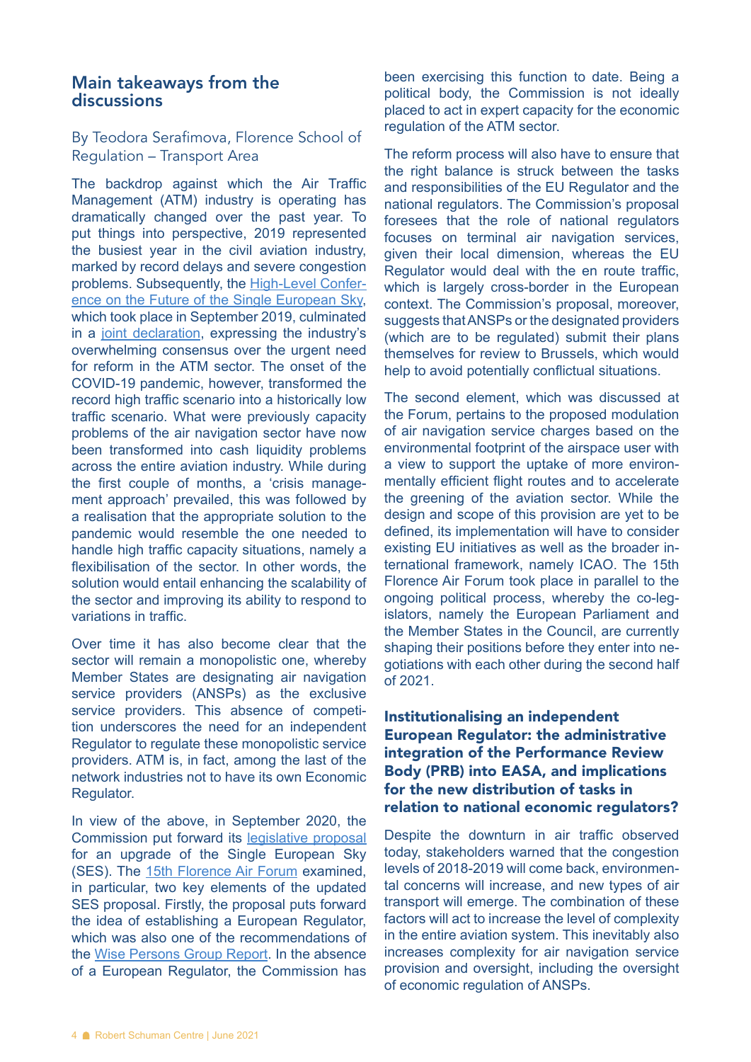## Main takeaways from the discussions

By Teodora Serafimova, Florence School of Regulation – Transport Area

The backdrop against which the Air Traffic Management (ATM) industry is operating has dramatically changed over the past year. To put things into perspective, 2019 represented the busiest year in the civil aviation industry, marked by record delays and severe congestion problems. Subsequently, the High-Level Conference on the Future of the Single European Sky, which took place in September 2019, culminated in a joint declaration, expressing the industry's overwhelming consensus over the urgent need for reform in the ATM sector. The onset of the COVID-19 pandemic, however, transformed the record high traffic scenario into a historically low traffic scenario. What were previously capacity problems of the air navigation sector have now been transformed into cash liquidity problems across the entire aviation industry. While during the first couple of months, a 'crisis management approach' prevailed, this was followed by a realisation that the appropriate solution to the pandemic would resemble the one needed to handle high traffic capacity situations, namely a flexibilisation of the sector. In other words, the solution would entail enhancing the scalability of the sector and improving its ability to respond to variations in traffic.

Over time it has also become clear that the sector will remain a monopolistic one, whereby Member States are designating air navigation service providers (ANSPs) as the exclusive service providers. This absence of competition underscores the need for an independent Regulator to regulate these monopolistic service providers. ATM is, in fact, among the last of the network industries not to have its own Economic Regulator.

In view of the above, in September 2020, the Commission put forward its legislative proposal for an upgrade of the Single European Sky (SES). The 15th Florence Air Forum examined, in particular, two key elements of the updated SES proposal. Firstly, the proposal puts forward the idea of establishing a European Regulator, which was also one of the recommendations of the Wise Persons Group Report. In the absence of a European Regulator, the Commission has been exercising this function to date. Being a political body, the Commission is not ideally placed to act in expert capacity for the economic regulation of the ATM sector.

The reform process will also have to ensure that the right balance is struck between the tasks and responsibilities of the EU Regulator and the national regulators. The Commission's proposal foresees that the role of national regulators focuses on terminal air navigation services, given their local dimension, whereas the EU Regulator would deal with the en route traffic, which is largely cross-border in the European context. The Commission's proposal, moreover, suggests that ANSPs or the designated providers (which are to be regulated) submit their plans themselves for review to Brussels, which would help to avoid potentially conflictual situations.

The second element, which was discussed at the Forum, pertains to the proposed modulation of air navigation service charges based on the environmental footprint of the airspace user with a view to support the uptake of more environmentally efficient flight routes and to accelerate the greening of the aviation sector. While the design and scope of this provision are yet to be defined, its implementation will have to consider existing EU initiatives as well as the broader international framework, namely ICAO. The 15th Florence Air Forum took place in parallel to the ongoing political process, whereby the co-legislators, namely the European Parliament and the Member States in the Council, are currently shaping their positions before they enter into negotiations with each other during the second half of 2021.

### Institutionalising an independent European Regulator: the administrative integration of the Performance Review Body (PRB) into EASA, and implications for the new distribution of tasks in relation to national economic regulators?

Despite the downturn in air traffic observed today, stakeholders warned that the congestion levels of 2018-2019 will come back, environmental concerns will increase, and new types of air transport will emerge. The combination of these factors will act to increase the level of complexity in the entire aviation system. This inevitably also increases complexity for air navigation service provision and oversight, including the oversight of economic regulation of ANSPs.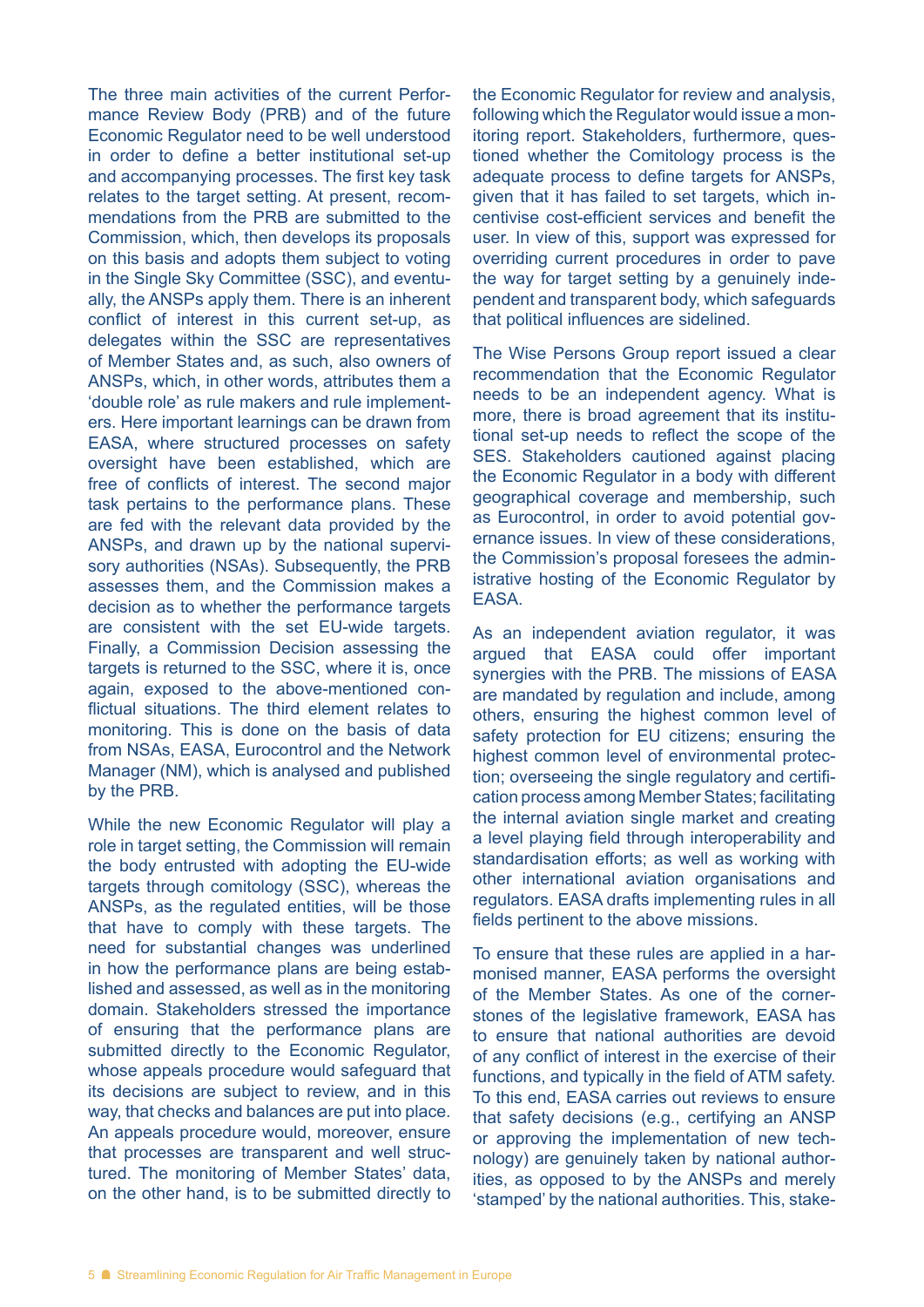The three main activities of the current Performance Review Body (PRB) and of the future Economic Regulator need to be well understood in order to define a better institutional set-up and accompanying processes. The first key task relates to the target setting. At present, recommendations from the PRB are submitted to the Commission, which, then develops its proposals on this basis and adopts them subject to voting in the Single Sky Committee (SSC), and eventually, the ANSPs apply them. There is an inherent conflict of interest in this current set-up, as delegates within the SSC are representatives of Member States and, as such, also owners of ANSPs, which, in other words, attributes them a 'double role' as rule makers and rule implementers. Here important learnings can be drawn from EASA, where structured processes on safety oversight have been established, which are free of conflicts of interest. The second major task pertains to the performance plans. These are fed with the relevant data provided by the ANSPs, and drawn up by the national supervisory authorities (NSAs). Subsequently, the PRB assesses them, and the Commission makes a decision as to whether the performance targets are consistent with the set EU-wide targets. Finally, a Commission Decision assessing the targets is returned to the SSC, where it is, once again, exposed to the above-mentioned conflictual situations. The third element relates to monitoring. This is done on the basis of data from NSAs, EASA, Eurocontrol and the Network Manager (NM), which is analysed and published by the PRB.

While the new Economic Regulator will play a role in target setting, the Commission will remain the body entrusted with adopting the EU-wide targets through comitology (SSC), whereas the ANSPs, as the regulated entities, will be those that have to comply with these targets. The need for substantial changes was underlined in how the performance plans are being established and assessed, as well as in the monitoring domain. Stakeholders stressed the importance of ensuring that the performance plans are submitted directly to the Economic Regulator, whose appeals procedure would safeguard that its decisions are subject to review, and in this way, that checks and balances are put into place. An appeals procedure would, moreover, ensure that processes are transparent and well structured. The monitoring of Member States' data, on the other hand, is to be submitted directly to the Economic Regulator for review and analysis, following which the Regulator would issue a monitoring report. Stakeholders, furthermore, questioned whether the Comitology process is the adequate process to define targets for ANSPs, given that it has failed to set targets, which incentivise cost-efficient services and benefit the user. In view of this, support was expressed for overriding current procedures in order to pave the way for target setting by a genuinely independent and transparent body, which safeguards that political influences are sidelined.

The Wise Persons Group report issued a clear recommendation that the Economic Regulator needs to be an independent agency. What is more, there is broad agreement that its institutional set-up needs to reflect the scope of the SES. Stakeholders cautioned against placing the Economic Regulator in a body with different geographical coverage and membership, such as Eurocontrol, in order to avoid potential governance issues. In view of these considerations, the Commission's proposal foresees the administrative hosting of the Economic Regulator by EASA.

As an independent aviation regulator, it was argued that EASA could offer important synergies with the PRB. The missions of EASA are mandated by regulation and include, among others, ensuring the highest common level of safety protection for EU citizens; ensuring the highest common level of environmental protection; overseeing the single regulatory and certification process among Member States; facilitating the internal aviation single market and creating a level playing field through interoperability and standardisation efforts; as well as working with other international aviation organisations and regulators. EASA drafts implementing rules in all fields pertinent to the above missions.

To ensure that these rules are applied in a harmonised manner, EASA performs the oversight of the Member States. As one of the cornerstones of the legislative framework, EASA has to ensure that national authorities are devoid of any conflict of interest in the exercise of their functions, and typically in the field of ATM safety. To this end, EASA carries out reviews to ensure that safety decisions (e.g., certifying an ANSP or approving the implementation of new technology) are genuinely taken by national authorities, as opposed to by the ANSPs and merely 'stamped' by the national authorities. This, stake-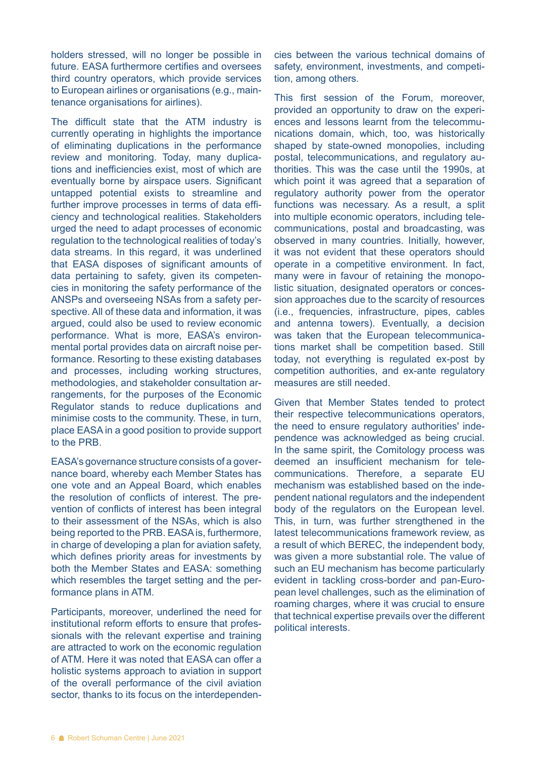holders stressed, will no longer be possible in future. EASA furthermore certifies and oversees third country operators, which provide services to European airlines or organisations (e.g., maintenance organisations for airlines).

The difficult state that the ATM industry is currently operating in highlights the importance of eliminating duplications in the performance review and monitoring. Today, many duplications and inefficiencies exist, most of which are eventually borne by airspace users. Significant untapped potential exists to streamline and further improve processes in terms of data efficiency and technological realities. Stakeholders urged the need to adapt processes of economic regulation to the technological realities of today's data streams. In this regard, it was underlined that EASA disposes of significant amounts of data pertaining to safety, given its competencies in monitoring the safety performance of the ANSPs and overseeing NSAs from a safety perspective. All of these data and information, it was argued, could also be used to review economic performance. What is more, EASA's environmental portal provides data on aircraft noise performance. Resorting to these existing databases and processes, including working structures, methodologies, and stakeholder consultation arrangements, for the purposes of the Economic Regulator stands to reduce duplications and minimise costs to the community. These, in turn, place EASA in a good position to provide support to the PRB.

EASA's governance structure consists of a governance board, whereby each Member States has one vote and an Appeal Board, which enables the resolution of conflicts of interest. The prevention of conflicts of interest has been integral to their assessment of the NSAs, which is also being reported to the PRB. EASA is, furthermore, in charge of developing a plan for aviation safety, which defines priority areas for investments by both the Member States and EASA: something which resembles the target setting and the performance plans in ATM.

Participants, moreover, underlined the need for institutional reform efforts to ensure that professionals with the relevant expertise and training are attracted to work on the economic regulation of ATM. Here it was noted that EASA can offer a holistic systems approach to aviation in support of the overall performance of the civil aviation sector, thanks to its focus on the interdependencies between the various technical domains of safety, environment, investments, and competition, among others.

This first session of the Forum, moreover, provided an opportunity to draw on the experiences and lessons learnt from the telecommunications domain, which, too, was historically shaped by state-owned monopolies, including postal, telecommunications, and regulatory authorities. This was the case until the 1990s, at which point it was agreed that a separation of regulatory authority power from the operator functions was necessary. As a result, a split into multiple economic operators, including telecommunications, postal and broadcasting, was observed in many countries. Initially, however, it was not evident that these operators should operate in a competitive environment. In fact, many were in favour of retaining the monopolistic situation, designated operators or concession approaches due to the scarcity of resources (i.e., frequencies, infrastructure, pipes, cables and antenna towers). Eventually, a decision was taken that the European telecommunications market shall be competition based. Still today, not everything is regulated ex-post by competition authorities, and ex-ante regulatory measures are still needed.

Given that Member States tended to protect their respective telecommunications operators, the need to ensure regulatory authorities' independence was acknowledged as being crucial. In the same spirit, the Comitology process was deemed an insufficient mechanism for telecommunications. Therefore, a separate EU mechanism was established based on the independent national regulators and the independent body of the regulators on the European level. This, in turn, was further strengthened in the latest telecommunications framework review, as a result of which BEREC, the independent body, was given a more substantial role. The value of such an EU mechanism has become particularly evident in tackling cross-border and pan-European level challenges, such as the elimination of roaming charges, where it was crucial to ensure that technical expertise prevails over the different political interests.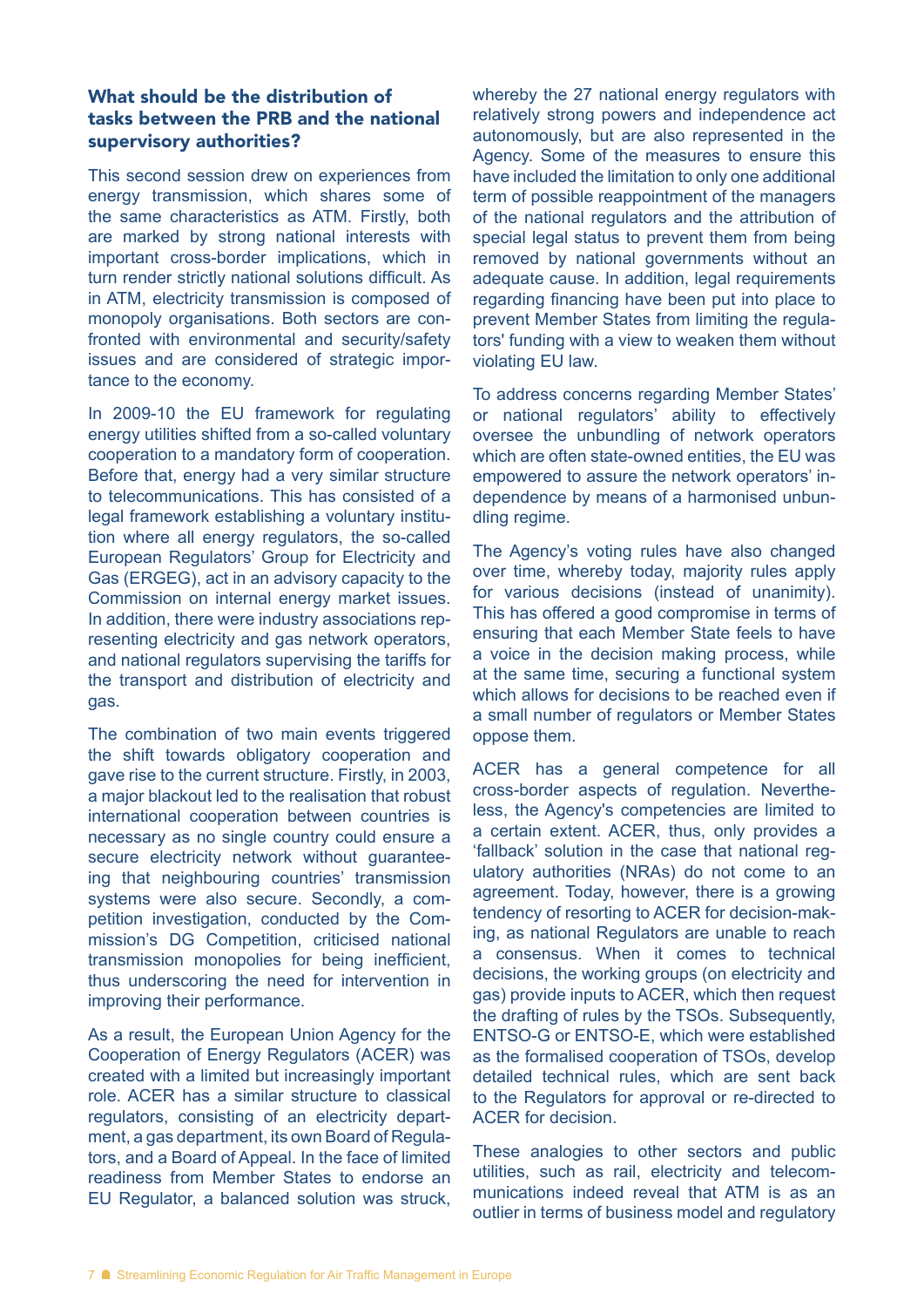### What should be the distribution of tasks between the PRB and the national supervisory authorities?

This second session drew on experiences from energy transmission, which shares some of the same characteristics as ATM. Firstly, both are marked by strong national interests with important cross-border implications, which in turn render strictly national solutions difficult. As in ATM, electricity transmission is composed of monopoly organisations. Both sectors are confronted with environmental and security/safety issues and are considered of strategic importance to the economy.

In 2009-10 the EU framework for regulating energy utilities shifted from a so-called voluntary cooperation to a mandatory form of cooperation. Before that, energy had a very similar structure to telecommunications. This has consisted of a legal framework establishing a voluntary institution where all energy regulators, the so-called European Regulators' Group for Electricity and Gas (ERGEG), act in an advisory capacity to the Commission on internal energy market issues. In addition, there were industry associations representing electricity and gas network operators, and national regulators supervising the tariffs for the transport and distribution of electricity and gas.

The combination of two main events triggered the shift towards obligatory cooperation and gave rise to the current structure. Firstly, in 2003, a major blackout led to the realisation that robust international cooperation between countries is necessary as no single country could ensure a secure electricity network without guaranteeing that neighbouring countries' transmission systems were also secure. Secondly, a competition investigation, conducted by the Commission's DG Competition, criticised national transmission monopolies for being inefficient, thus underscoring the need for intervention in improving their performance.

As a result, the European Union Agency for the Cooperation of Energy Regulators (ACER) was created with a limited but increasingly important role. ACER has a similar structure to classical regulators, consisting of an electricity department, a gas department, its own Board of Regulators, and a Board of Appeal. In the face of limited readiness from Member States to endorse an EU Regulator, a balanced solution was struck, whereby the 27 national energy regulators with relatively strong powers and independence act autonomously, but are also represented in the Agency. Some of the measures to ensure this have included the limitation to only one additional term of possible reappointment of the managers of the national regulators and the attribution of special legal status to prevent them from being removed by national governments without an adequate cause. In addition, legal requirements regarding financing have been put into place to prevent Member States from limiting the regulators' funding with a view to weaken them without violating EU law.

To address concerns regarding Member States' or national regulators' ability to effectively oversee the unbundling of network operators which are often state-owned entities, the EU was empowered to assure the network operators' independence by means of a harmonised unbundling regime.

The Agency's voting rules have also changed over time, whereby today, majority rules apply for various decisions (instead of unanimity). This has offered a good compromise in terms of ensuring that each Member State feels to have a voice in the decision making process, while at the same time, securing a functional system which allows for decisions to be reached even if a small number of regulators or Member States oppose them.

ACER has a general competence for all cross-border aspects of regulation. Nevertheless, the Agency's competencies are limited to a certain extent. ACER, thus, only provides a 'fallback' solution in the case that national regulatory authorities (NRAs) do not come to an agreement. Today, however, there is a growing tendency of resorting to ACER for decision-making, as national Regulators are unable to reach a consensus. When it comes to technical decisions, the working groups (on electricity and gas) provide inputs to ACER, which then request the drafting of rules by the TSOs. Subsequently, ENTSO-G or ENTSO-E, which were established as the formalised cooperation of TSOs, develop detailed technical rules, which are sent back to the Regulators for approval or re-directed to ACER for decision.

These analogies to other sectors and public utilities, such as rail, electricity and telecommunications indeed reveal that ATM is as an outlier in terms of business model and regulatory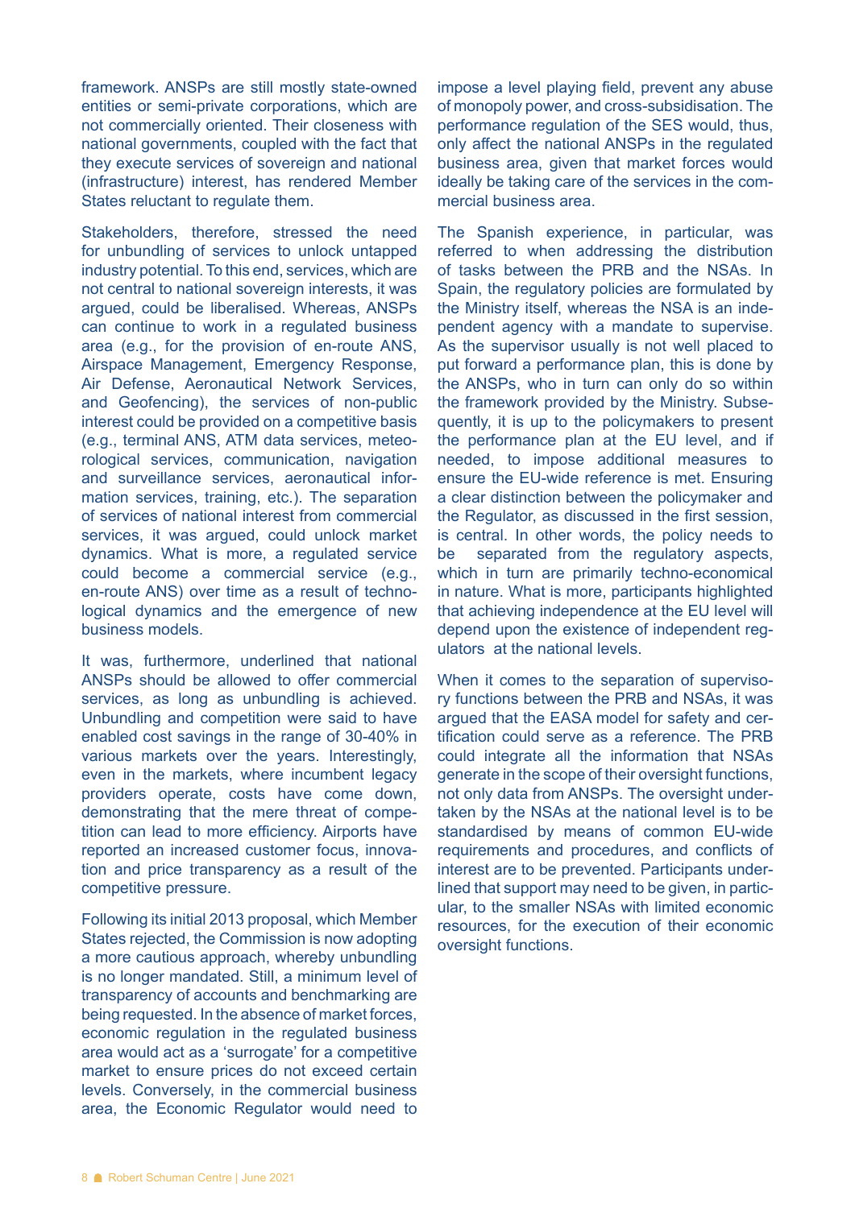framework. ANSPs are still mostly state-owned entities or semi-private corporations, which are not commercially oriented. Their closeness with national governments, coupled with the fact that they execute services of sovereign and national (infrastructure) interest, has rendered Member States reluctant to regulate them.

Stakeholders, therefore, stressed the need for unbundling of services to unlock untapped industry potential. To this end, services, which are not central to national sovereign interests, it was argued, could be liberalised. Whereas, ANSPs can continue to work in a regulated business area (e.g., for the provision of en-route ANS, Airspace Management, Emergency Response, Air Defense, Aeronautical Network Services, and Geofencing), the services of non-public interest could be provided on a competitive basis (e.g., terminal ANS, ATM data services, meteorological services, communication, navigation and surveillance services, aeronautical information services, training, etc.). The separation of services of national interest from commercial services, it was argued, could unlock market dynamics. What is more, a regulated service could become a commercial service (e.g., en-route ANS) over time as a result of technological dynamics and the emergence of new business models.

It was, furthermore, underlined that national ANSPs should be allowed to offer commercial services, as long as unbundling is achieved. Unbundling and competition were said to have enabled cost savings in the range of 30-40% in various markets over the years. Interestingly, even in the markets, where incumbent legacy providers operate, costs have come down, demonstrating that the mere threat of competition can lead to more efficiency. Airports have reported an increased customer focus, innovation and price transparency as a result of the competitive pressure.

Following its initial 2013 proposal, which Member States rejected, the Commission is now adopting a more cautious approach, whereby unbundling is no longer mandated. Still, a minimum level of transparency of accounts and benchmarking are being requested. In the absence of market forces, economic regulation in the regulated business area would act as a 'surrogate' for a competitive market to ensure prices do not exceed certain levels. Conversely, in the commercial business area, the Economic Regulator would need to impose a level playing field, prevent any abuse of monopoly power, and cross-subsidisation. The performance regulation of the SES would, thus, only affect the national ANSPs in the regulated business area, given that market forces would ideally be taking care of the services in the commercial business area.

The Spanish experience, in particular, was referred to when addressing the distribution of tasks between the PRB and the NSAs. In Spain, the regulatory policies are formulated by the Ministry itself, whereas the NSA is an independent agency with a mandate to supervise. As the supervisor usually is not well placed to put forward a performance plan, this is done by the ANSPs, who in turn can only do so within the framework provided by the Ministry. Subsequently, it is up to the policymakers to present the performance plan at the EU level, and if needed, to impose additional measures to ensure the EU-wide reference is met. Ensuring a clear distinction between the policymaker and the Regulator, as discussed in the first session, is central. In other words, the policy needs to be separated from the regulatory aspects, which in turn are primarily techno-economical in nature. What is more, participants highlighted that achieving independence at the EU level will depend upon the existence of independent regulators at the national levels.

When it comes to the separation of supervisory functions between the PRB and NSAs, it was argued that the EASA model for safety and certification could serve as a reference. The PRB could integrate all the information that NSAs generate in the scope of their oversight functions, not only data from ANSPs. The oversight undertaken by the NSAs at the national level is to be standardised by means of common EU-wide requirements and procedures, and conflicts of interest are to be prevented. Participants underlined that support may need to be given, in particular, to the smaller NSAs with limited economic resources, for the execution of their economic oversight functions.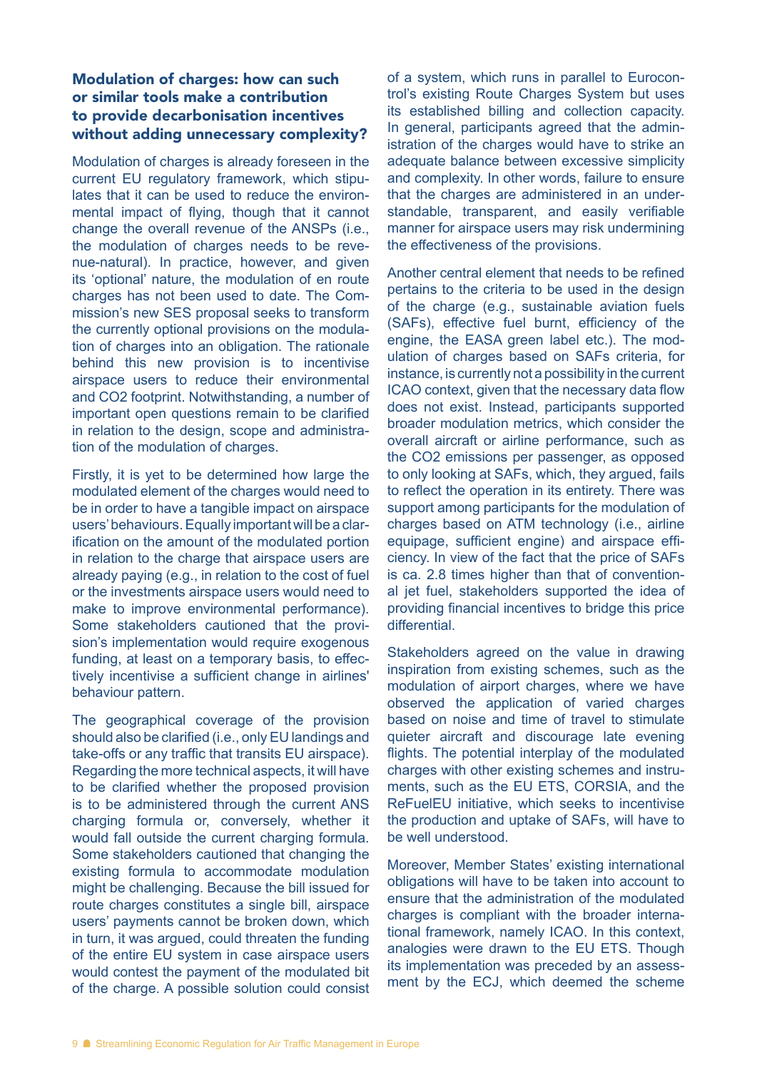### Modulation of charges: how can such or similar tools make a contribution to provide decarbonisation incentives without adding unnecessary complexity?

Modulation of charges is already foreseen in the current EU regulatory framework, which stipulates that it can be used to reduce the environmental impact of flying, though that it cannot change the overall revenue of the ANSPs (i.e., the modulation of charges needs to be revenue-natural). In practice, however, and given its 'optional' nature, the modulation of en route charges has not been used to date. The Commission's new SES proposal seeks to transform the currently optional provisions on the modulation of charges into an obligation. The rationale behind this new provision is to incentivise airspace users to reduce their environmental and $CO_2$ footprint. Notwithstanding, a number of important open questions remain to be clarified in relation to the design, scope and administration of the modulation of charges.

Firstly, it is yet to be determined how large the modulated element of the charges would need to be in order to have a tangible impact on airspace users' behaviours. Equally important will be a clarification on the amount of the modulated portion in relation to the charge that airspace users are already paying (e.g., in relation to the cost of fuel or the investments airspace users would need to make to improve environmental performance). Some stakeholders cautioned that the provision's implementation would require exogenous funding, at least on a temporary basis, to effectively incentivise a sufficient change in airlines' behaviour pattern.

The geographical coverage of the provision should also be clarified (i.e., only EU landings and take-offs or any traffic that transits EU airspace). Regarding the more technical aspects, it will have to be clarified whether the proposed provision is to be administered through the current ANS charging formula or, conversely, whether it would fall outside the current charging formula. Some stakeholders cautioned that changing the existing formula to accommodate modulation might be challenging. Because the bill issued for route charges constitutes a single bill, airspace users' payments cannot be broken down, which in turn, it was argued, could threaten the funding of the entire EU system in case airspace users would contest the payment of the modulated bit of the charge. A possible solution could consist of a system, which runs in parallel to Eurocontrol's existing Route Charges System but uses its established billing and collection capacity. In general, participants agreed that the administration of the charges would have to strike an adequate balance between excessive simplicity and complexity. In other words, failure to ensure that the charges are administered in an understandable, transparent, and easily verifiable manner for airspace users may risk undermining the effectiveness of the provisions.

Another central element that needs to be refined pertains to the criteria to be used in the design of the charge (e.g., sustainable aviation fuels (SAFs), effective fuel burnt, efficiency of the engine, the EASA green label etc.). The modulation of charges based on SAFs criteria, for instance, is currently not a possibility in the current ICAO context, given that the necessary data flow does not exist. Instead, participants supported broader modulation metrics, which consider the overall aircraft or airline performance, such as the $CO_2$ emissions per passenger, as opposed to only looking at SAFs, which, they argued, fails to reflect the operation in its entirety. There was support among participants for the modulation of charges based on ATM technology (i.e., airline equipage, sufficient engine) and airspace efficiency. In view of the fact that the price of SAFs is ca. 2.8 times higher than that of conventional jet fuel, stakeholders supported the idea of providing financial incentives to bridge this price differential.

Stakeholders agreed on the value in drawing inspiration from existing schemes, such as the modulation of airport charges, where we have observed the application of varied charges based on noise and time of travel to stimulate quieter aircraft and discourage late evening flights. The potential interplay of the modulated charges with other existing schemes and instruments, such as the EU ETS, CORSIA, and the ReFuelEU initiative, which seeks to incentivise the production and uptake of SAFs, will have to be well understood.

Moreover, Member States' existing international obligations will have to be taken into account to ensure that the administration of the modulated charges is compliant with the broader international framework, namely ICAO. In this context, analogies were drawn to the EU ETS. Though its implementation was preceded by an assessment by the ECJ, which deemed the scheme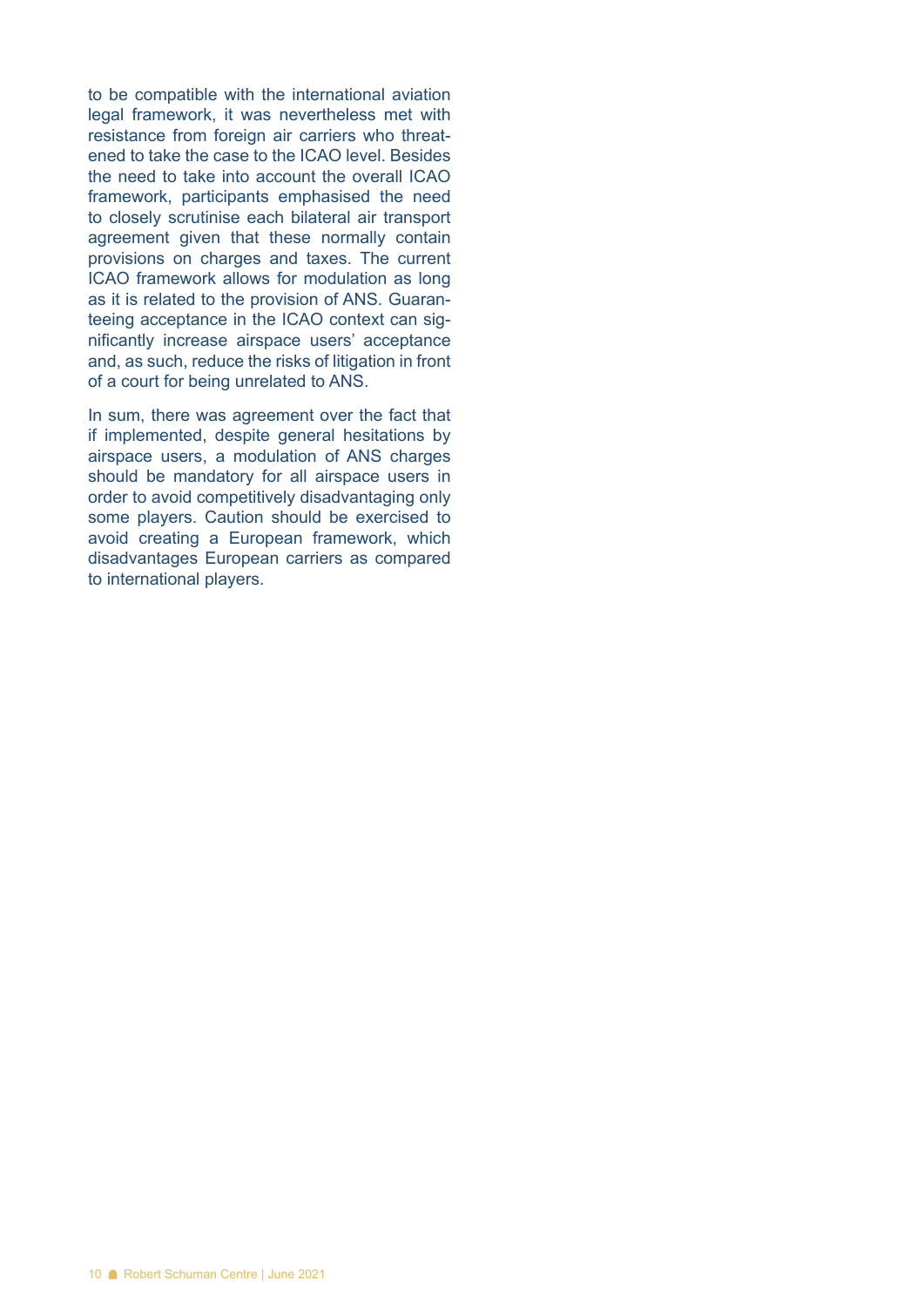to be compatible with the international aviation legal framework, it was nevertheless met with resistance from foreign air carriers who threatened to take the case to the ICAO level. Besides the need to take into account the overall ICAO framework, participants emphasised the need to closely scrutinise each bilateral air transport agreement given that these normally contain provisions on charges and taxes. The current ICAO framework allows for modulation as long as it is related to the provision of ANS. Guaranteeing acceptance in the ICAO context can significantly increase airspace users' acceptance and, as such, reduce the risks of litigation in front of a court for being unrelated to ANS.

In sum, there was agreement over the fact that if implemented, despite general hesitations by airspace users, a modulation of ANS charges should be mandatory for all airspace users in order to avoid competitively disadvantaging only some players. Caution should be exercised to avoid creating a European framework, which disadvantages European carriers as compared to international players.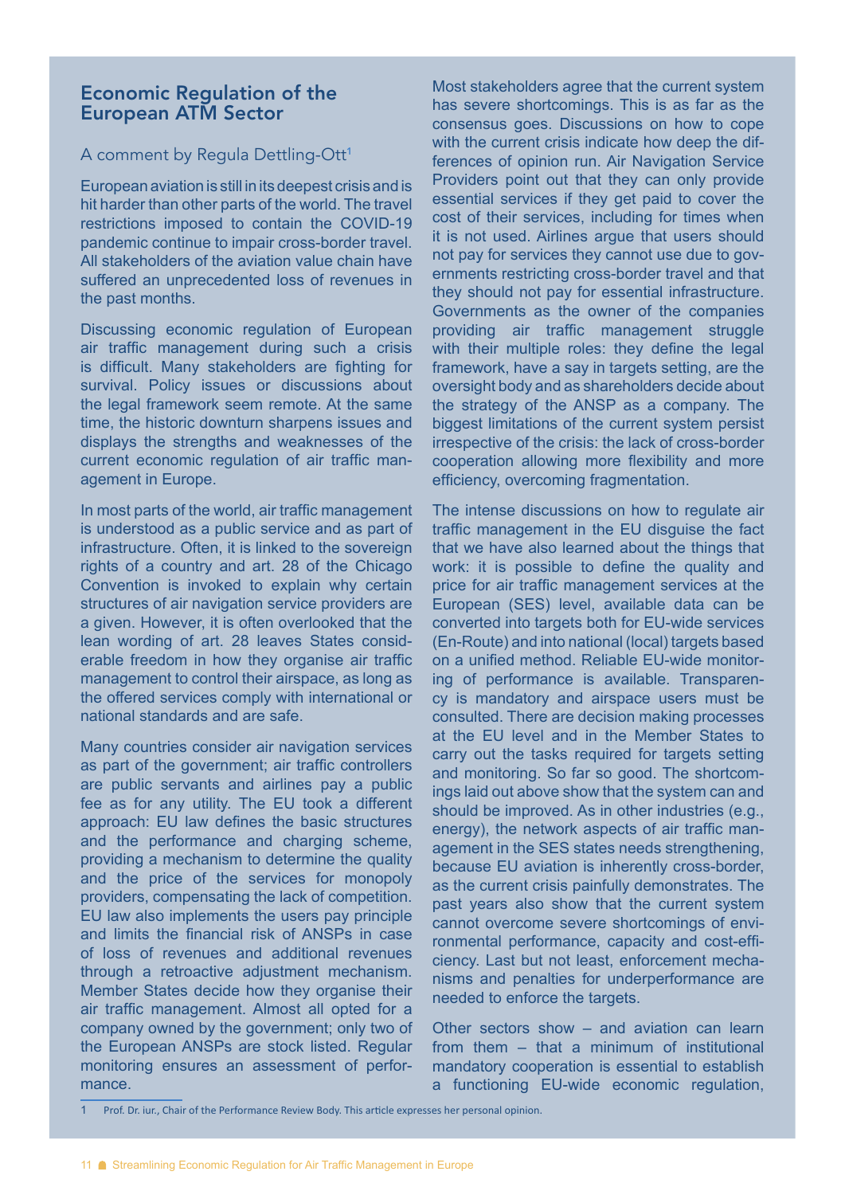## Economic Regulation of the European ATM Sector

A comment by Regula Dettling-Ott[1]

European aviation is still in its deepest crisis and is hit harder than other parts of the world. The travel restrictions imposed to contain the COVID-19 pandemic continue to impair cross-border travel. All stakeholders of the aviation value chain have suffered an unprecedented loss of revenues in the past months.

Discussing economic regulation of European air traffic management during such a crisis is difficult. Many stakeholders are fighting for survival. Policy issues or discussions about the legal framework seem remote. At the same time, the historic downturn sharpens issues and displays the strengths and weaknesses of the current economic regulation of air traffic management in Europe.

In most parts of the world, air traffic management is understood as a public service and as part of infrastructure. Often, it is linked to the sovereign rights of a country and art. 28 of the Chicago Convention is invoked to explain why certain structures of air navigation service providers are a given. However, it is often overlooked that the lean wording of art. 28 leaves States considerable freedom in how they organise air traffic management to control their airspace, as long as the offered services comply with international or national standards and are safe.

Many countries consider air navigation services as part of the government; air traffic controllers are public servants and airlines pay a public fee as for any utility. The EU took a different approach: EU law defines the basic structures and the performance and charging scheme, providing a mechanism to determine the quality and the price of the services for monopoly providers, compensating the lack of competition. EU law also implements the users pay principle and limits the financial risk of ANSPs in case of loss of revenues and additional revenues through a retroactive adjustment mechanism. Member States decide how they organise their air traffic management. Almost all opted for a company owned by the government; only two of the European ANSPs are stock listed. Regular monitoring ensures an assessment of performance.

Most stakeholders agree that the current system has severe shortcomings. This is as far as the consensus goes. Discussions on how to cope with the current crisis indicate how deep the differences of opinion run. Air Navigation Service Providers point out that they can only provide essential services if they get paid to cover the cost of their services, including for times when it is not used. Airlines argue that users should not pay for services they cannot use due to governments restricting cross-border travel and that they should not pay for essential infrastructure. Governments as the owner of the companies providing air traffic management struggle with their multiple roles: they define the legal framework, have a say in targets setting, are the oversight body and as shareholders decide about the strategy of the ANSP as a company. The biggest limitations of the current system persist irrespective of the crisis: the lack of cross-border cooperation allowing more flexibility and more efficiency, overcoming fragmentation.

The intense discussions on how to regulate air traffic management in the EU disguise the fact that we have also learned about the things that work: it is possible to define the quality and price for air traffic management services at the European (SES) level, available data can be converted into targets both for EU-wide services (En-Route) and into national (local) targets based on a unified method. Reliable EU-wide monitoring of performance is available. Transparency is mandatory and airspace users must be consulted. There are decision making processes at the EU level and in the Member States to carry out the tasks required for targets setting and monitoring. So far so good. The shortcomings laid out above show that the system can and should be improved. As in other industries (e.g., energy), the network aspects of air traffic management in the SES states needs strengthening, because EU aviation is inherently cross-border, as the current crisis painfully demonstrates. The past years also show that the current system cannot overcome severe shortcomings of environmental performance, capacity and cost-efficiency. Last but not least, enforcement mechanisms and penalties for underperformance are needed to enforce the targets.

Other sectors show – and aviation can learn from them – that a minimum of institutional mandatory cooperation is essential to establish a functioning EU-wide economic regulation,

1 Prof. Dr. iur., Chair of the Performance Review Body. This article expresses her personal opinion.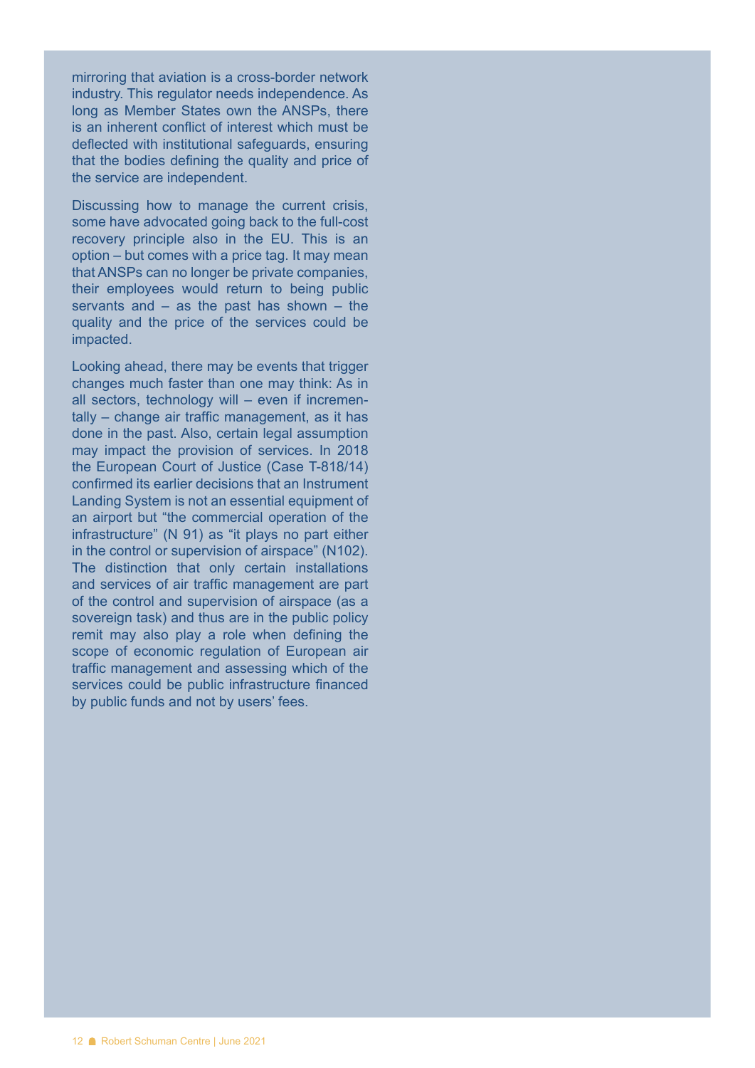mirroring that aviation is a cross-border network industry. This regulator needs independence. As long as Member States own the ANSPs, there is an inherent conflict of interest which must be deflected with institutional safeguards, ensuring that the bodies defining the quality and price of the service are independent.

Discussing how to manage the current crisis, some have advocated going back to the full-cost recovery principle also in the EU. This is an option – but comes with a price tag. It may mean that ANSPs can no longer be private companies, their employees would return to being public servants and – as the past has shown – the quality and the price of the services could be impacted.

Looking ahead, there may be events that trigger changes much faster than one may think: As in all sectors, technology will – even if incrementally – change air traffic management, as it has done in the past. Also, certain legal assumption may impact the provision of services. In 2018 the European Court of Justice (Case T-818/14) confirmed its earlier decisions that an Instrument Landing System is not an essential equipment of an airport but "the commercial operation of the infrastructure" (N 91) as "it plays no part either in the control or supervision of airspace" (N102). The distinction that only certain installations and services of air traffic management are part of the control and supervision of airspace (as a sovereign task) and thus are in the public policy remit may also play a role when defining the scope of economic regulation of European air traffic management and assessing which of the services could be public infrastructure financed by public funds and not by users' fees.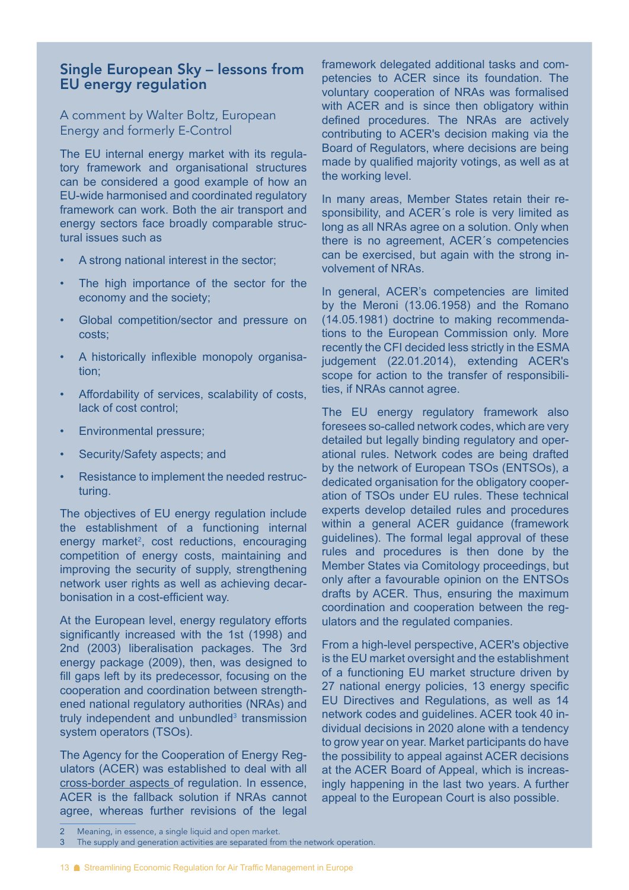## Single European Sky – lessons from EU energy regulation

A comment by Walter Boltz, European Energy and formerly E-Control

The EU internal energy market with its regulatory framework and organisational structures can be considered a good example of how an EU-wide harmonised and coordinated regulatory framework can work. Both the air transport and energy sectors face broadly comparable structural issues such as

- A strong national interest in the sector;
- The high importance of the sector for the economy and the society;
- Global competition/sector and pressure on costs;
- A historically inflexible monopoly organisation;
- Affordability of services, scalability of costs, lack of cost control;
- Environmental pressure;
- Security/Safety aspects; and
- Resistance to implement the needed restructuring.

The objectives of EU energy regulation include the establishment of a functioning internal energy market[2], cost reductions, encouraging competition of energy costs, maintaining and improving the security of supply, strengthening network user rights as well as achieving decarbonisation in a cost-efficient way.

At the European level, energy regulatory efforts significantly increased with the 1st (1998) and 2nd (2003) liberalisation packages. The 3rd energy package (2009), then, was designed to fill gaps left by its predecessor, focusing on the cooperation and coordination between strengthened national regulatory authorities (NRAs) and truly independent and unbundled[3] transmission system operators (TSOs).

The Agency for the Cooperation of Energy Regulators (ACER) was established to deal with all cross-border aspects of regulation. In essence, ACER is the fallback solution if NRAs cannot agree, whereas further revisions of the legal framework delegated additional tasks and competencies to ACER since its foundation. The voluntary cooperation of NRAs was formalised with ACER and is since then obligatory within defined procedures. The NRAs are actively contributing to ACER's decision making via the Board of Regulators, where decisions are being made by qualified majority votings, as well as at the working level.

In many areas, Member States retain their responsibility, and ACER´s role is very limited as long as all NRAs agree on a solution. Only when there is no agreement, ACER´s competencies can be exercised, but again with the strong involvement of NRAs.

In general, ACER's competencies are limited by the Meroni (13.06.1958) and the Romano (14.05.1981) doctrine to making recommendations to the European Commission only. More recently the CFI decided less strictly in the ESMA judgement (22.01.2014), extending ACER's scope for action to the transfer of responsibilities, if NRAs cannot agree.

The EU energy regulatory framework also foresees so-called network codes, which are very detailed but legally binding regulatory and operational rules. Network codes are being drafted by the network of European TSOs (ENTSOs), a dedicated organisation for the obligatory cooperation of TSOs under EU rules. These technical experts develop detailed rules and procedures within a general ACER guidance (framework guidelines). The formal legal approval of these rules and procedures is then done by the Member States via Comitology proceedings, but only after a favourable opinion on the ENTSOs drafts by ACER. Thus, ensuring the maximum coordination and cooperation between the regulators and the regulated companies.

From a high-level perspective, ACER's objective is the EU market oversight and the establishment of a functioning EU market structure driven by 27 national energy policies, 13 energy specific EU Directives and Regulations, as well as 14 network codes and guidelines. ACER took 40 individual decisions in 2020 alone with a tendency to grow year on year. Market participants do have the possibility to appeal against ACER decisions at the ACER Board of Appeal, which is increasingly happening in the last two years. A further appeal to the European Court is also possible.

2 Meaning, in essence, a single liquid and open market.
3 The supply and generation activities are separated from the network operation.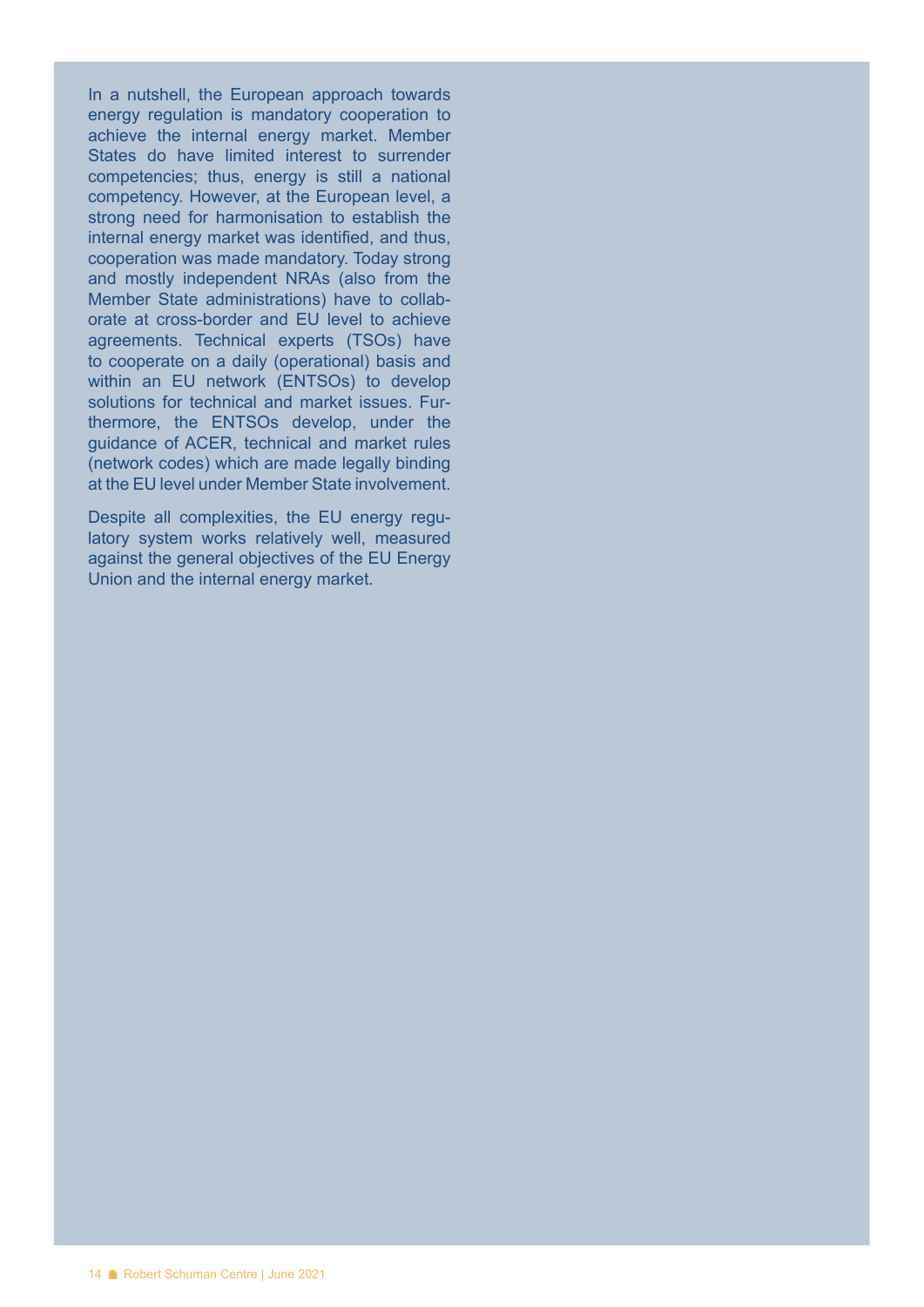In a nutshell, the European approach towards energy regulation is mandatory cooperation to achieve the internal energy market. Member States do have limited interest to surrender competencies; thus, energy is still a national competency. However, at the European level, a strong need for harmonisation to establish the internal energy market was identified, and thus, cooperation was made mandatory. Today strong and mostly independent NRAs (also from the Member State administrations) have to collaborate at cross-border and EU level to achieve agreements. Technical experts (TSOs) have to cooperate on a daily (operational) basis and within an EU network (ENTSOs) to develop solutions for technical and market issues. Furthermore, the ENTSOs develop, under the guidance of ACER, technical and market rules (network codes) which are made legally binding at the EU level under Member State involvement.

Despite all complexities, the EU energy regulatory system works relatively well, measured against the general objectives of the EU Energy Union and the internal energy market.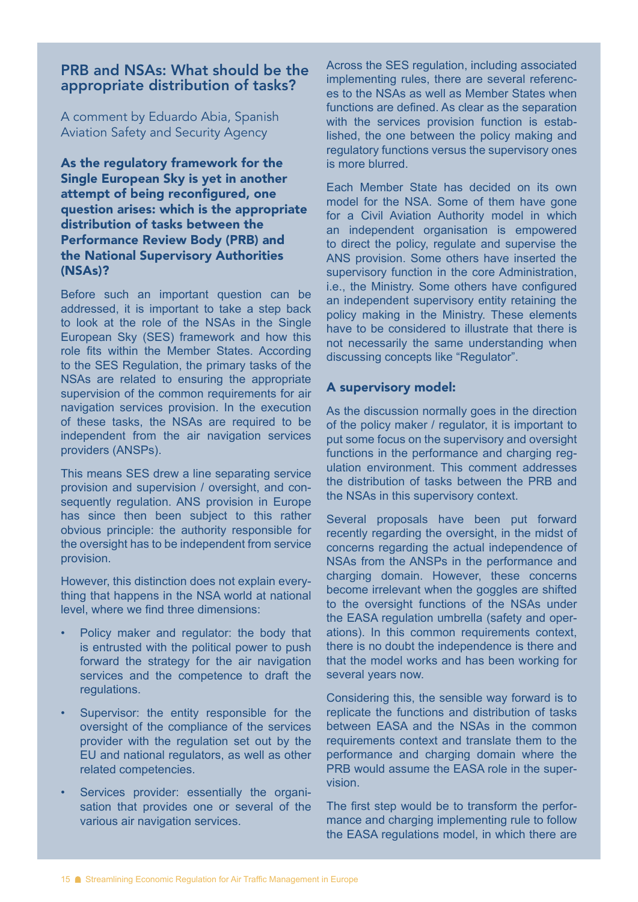## PRB and NSAs: What should be the appropriate distribution of tasks?

A comment by Eduardo Abia, Spanish Aviation Safety and Security Agency

**As the regulatory framework for the Single European Sky is yet in another attempt of being reconfigured, one question arises: which is the appropriate distribution of tasks between the Performance Review Body (PRB) and the National Supervisory Authorities (NSAs)?**

Before such an important question can be addressed, it is important to take a step back to look at the role of the NSAs in the Single European Sky (SES) framework and how this role fits within the Member States. According to the SES Regulation, the primary tasks of the NSAs are related to ensuring the appropriate supervision of the common requirements for air navigation services provision. In the execution of these tasks, the NSAs are required to be independent from the air navigation services providers (ANSPs).

This means SES drew a line separating service provision and supervision / oversight, and consequently regulation. ANS provision in Europe has since then been subject to this rather obvious principle: the authority responsible for the oversight has to be independent from service provision.

However, this distinction does not explain everything that happens in the NSA world at national level, where we find three dimensions:

- Policy maker and regulator: the body that is entrusted with the political power to push forward the strategy for the air navigation services and the competence to draft the regulations.
- Supervisor: the entity responsible for the oversight of the compliance of the services provider with the regulation set out by the EU and national regulators, as well as other related competencies.
- Services provider: essentially the organisation that provides one or several of the various air navigation services.

Across the SES regulation, including associated implementing rules, there are several references to the NSAs as well as Member States when functions are defined. As clear as the separation with the services provision function is established, the one between the policy making and regulatory functions versus the supervisory ones is more blurred.

Each Member State has decided on its own model for the NSA. Some of them have gone for a Civil Aviation Authority model in which an independent organisation is empowered to direct the policy, regulate and supervise the ANS provision. Some others have inserted the supervisory function in the core Administration, i.e., the Ministry. Some others have configured an independent supervisory entity retaining the policy making in the Ministry. These elements have to be considered to illustrate that there is not necessarily the same understanding when discussing concepts like "Regulator".

### A supervisory model:

As the discussion normally goes in the direction of the policy maker / regulator, it is important to put some focus on the supervisory and oversight functions in the performance and charging regulation environment. This comment addresses the distribution of tasks between the PRB and the NSAs in this supervisory context.

Several proposals have been put forward recently regarding the oversight, in the midst of concerns regarding the actual independence of NSAs from the ANSPs in the performance and charging domain. However, these concerns become irrelevant when the goggles are shifted to the oversight functions of the NSAs under the EASA regulation umbrella (safety and operations). In this common requirements context, there is no doubt the independence is there and that the model works and has been working for several years now.

Considering this, the sensible way forward is to replicate the functions and distribution of tasks between EASA and the NSAs in the common requirements context and translate them to the performance and charging domain where the PRB would assume the EASA role in the supervision.

The first step would be to transform the performance and charging implementing rule to follow the EASA regulations model, in which there are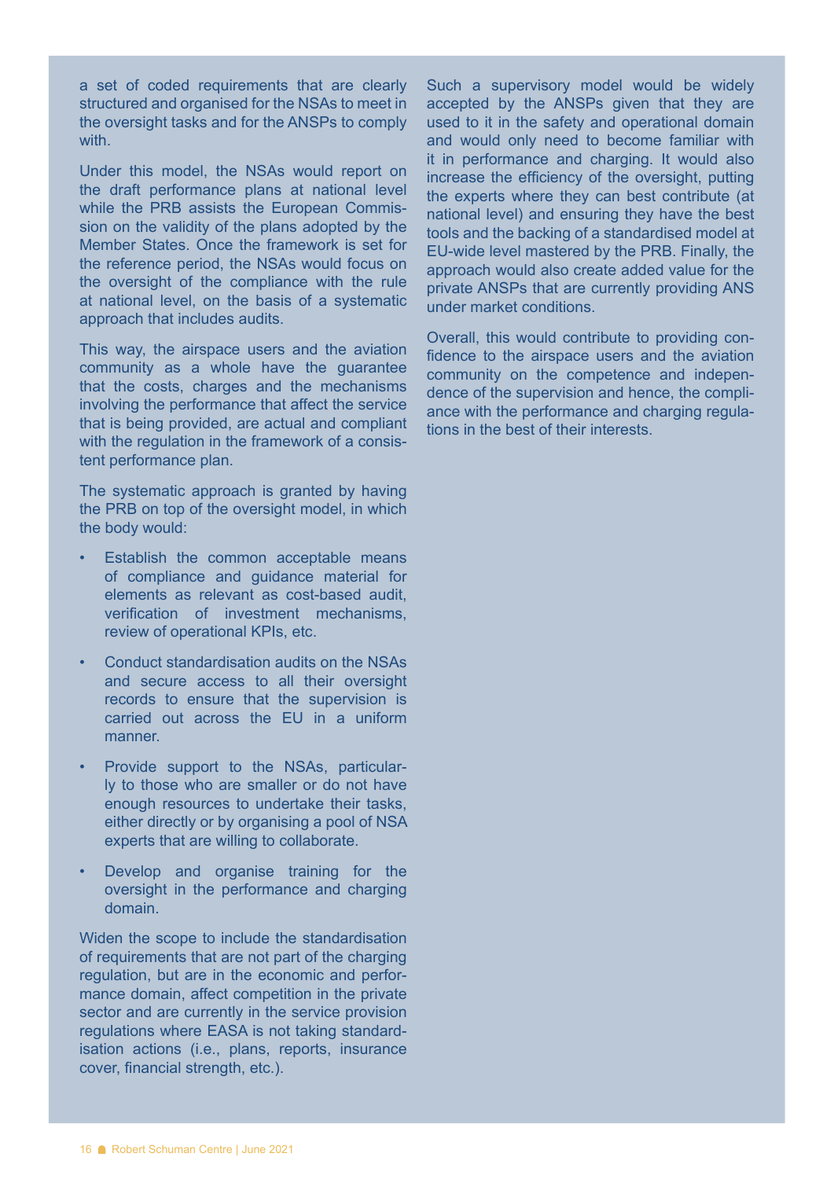a set of coded requirements that are clearly structured and organised for the NSAs to meet in the oversight tasks and for the ANSPs to comply with.

Under this model, the NSAs would report on the draft performance plans at national level while the PRB assists the European Commission on the validity of the plans adopted by the Member States. Once the framework is set for the reference period, the NSAs would focus on the oversight of the compliance with the rule at national level, on the basis of a systematic approach that includes audits.

This way, the airspace users and the aviation community as a whole have the guarantee that the costs, charges and the mechanisms involving the performance that affect the service that is being provided, are actual and compliant with the regulation in the framework of a consistent performance plan.

The systematic approach is granted by having the PRB on top of the oversight model, in which the body would:

- Establish the common acceptable means of compliance and guidance material for elements as relevant as cost-based audit, verification of investment mechanisms, review of operational KPIs, etc.
- Conduct standardisation audits on the NSAs and secure access to all their oversight records to ensure that the supervision is carried out across the EU in a uniform manner.
- Provide support to the NSAs, particularly to those who are smaller or do not have enough resources to undertake their tasks, either directly or by organising a pool of NSA experts that are willing to collaborate.
- Develop and organise training for the oversight in the performance and charging domain.

Widen the scope to include the standardisation of requirements that are not part of the charging regulation, but are in the economic and performance domain, affect competition in the private sector and are currently in the service provision regulations where EASA is not taking standardisation actions (i.e., plans, reports, insurance cover, financial strength, etc.).

Such a supervisory model would be widely accepted by the ANSPs given that they are used to it in the safety and operational domain and would only need to become familiar with it in performance and charging. It would also increase the efficiency of the oversight, putting the experts where they can best contribute (at national level) and ensuring they have the best tools and the backing of a standardised model at EU-wide level mastered by the PRB. Finally, the approach would also create added value for the private ANSPs that are currently providing ANS under market conditions.

Overall, this would contribute to providing confidence to the airspace users and the aviation community on the competence and independence of the supervision and hence, the compliance with the performance and charging regulations in the best of their interests.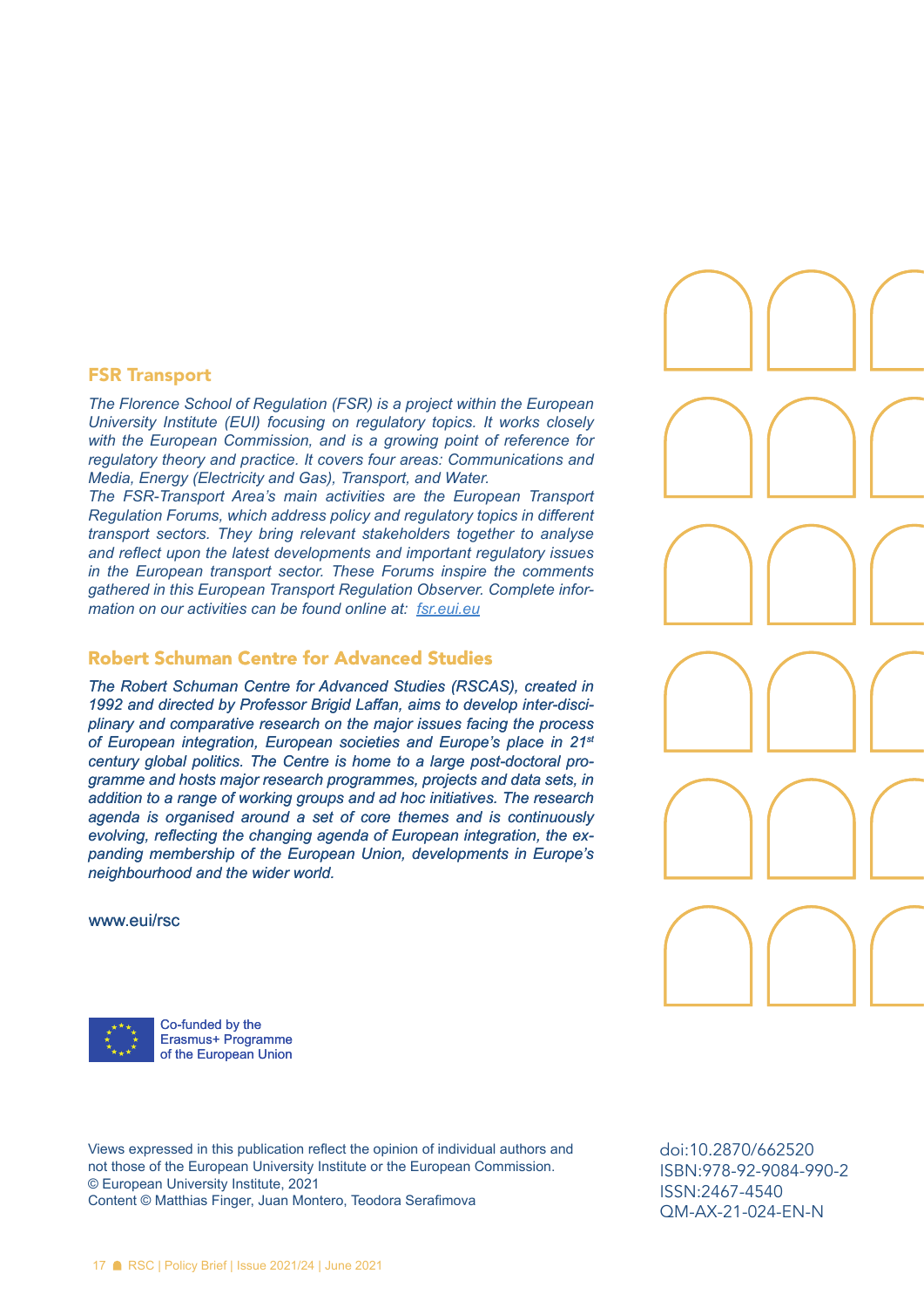## FSR Transport

*The Florence School of Regulation (FSR) is a project within the European University Institute (EUI) focusing on regulatory topics. It works closely with the European Commission, and is a growing point of reference for regulatory theory and practice. It covers four areas: Communications and Media, Energy (Electricity and Gas), Transport, and Water.*

*The FSR-Transport Area's main activities are the European Transport Regulation Forums, which address policy and regulatory topics in different transport sectors. They bring relevant stakeholders together to analyse and reflect upon the latest developments and important regulatory issues in the European transport sector. These Forums inspire the comments gathered in this European Transport Regulation Observer. Complete information on our activities can be found online at: fsr.eui.eu*

## Robert Schuman Centre for Advanced Studies

*The Robert Schuman Centre for Advanced Studies (RSCAS), created in 1992 and directed by Professor Brigid Laffan, aims to develop inter-disciplinary and comparative research on the major issues facing the process of European integration, European societies and Europe's place in 21st century global politics. The Centre is home to a large post-doctoral programme and hosts major research programmes, projects and data sets, in addition to a range of working groups and ad hoc initiatives. The research agenda is organised around a set of core themes and is continuously evolving, reflecting the changing agenda of European integration, the expanding membership of the European Union, developments in Europe's neighbourhood and the wider world.*

www.eui/rsc

Co-funded by the Erasmus+ Programme of the European Union

Views expressed in this publication reflect the opinion of individual authors and not those of the European University Institute or the European Commission.
© European University Institute, 2021
Content © Matthias Finger, Juan Montero, Teodora Serafimova

doi:10.2870/662520
ISBN:978-92-9084-990-2
ISSN:2467-4540
QM-AX-21-024-EN-N